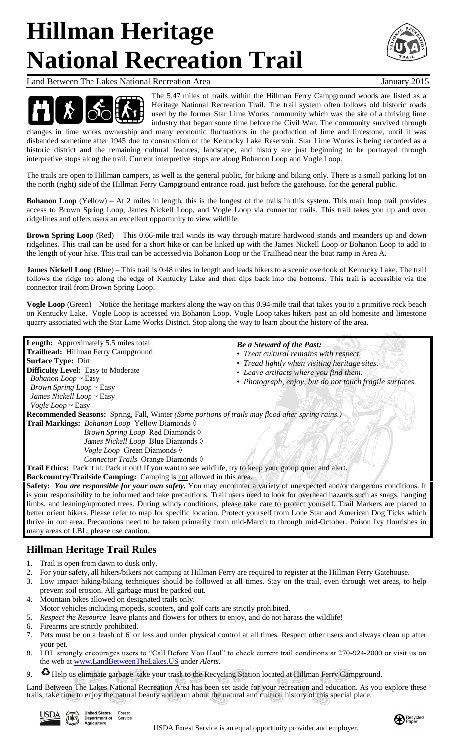# Hillman Heritage National Recreation Trail

Land Between The Lakes National Recreation Area January 2015

The 5.47 miles of trails within the Hillman Ferry Campground woods are listed as a Heritage National Recreation Trail. The trail system often follows old historic roads used by the former Star Lime Works community which was the site of a thriving lime industry that began some time before the Civil War. The community survived through changes in lime works ownership and many economic fluctuations in the production of lime and limestone, until it was disbanded sometime after 1945 due to construction of the Kentucky Lake Reservoir. Star Lime Works is being recorded as a historic district and the remaining cultural features, landscape, and history are just beginning to be portrayed through interpretive stops along the trail. Current interpretive stops are along Bohanon Loop and Vogle Loop.

The trails are open to Hillman campers, as well as the general public, for hiking and biking only. There is a small parking lot on the north (right) side of the Hillman Ferry Campground entrance road, just before the gatehouse, for the general public.

**Bohanon Loop** (Yellow) – At 2 miles in length, this is the longest of the trails in this system. This main loop trail provides access to Brown Spring Loop, James Nickell Loop, and Vogle Loop via connector trails. This trail takes you up and over ridgelines and offers users an excellent opportunity to view wildlife.

**Brown Spring Loop** (Red) – This 0.66-mile trail winds its way through mature hardwood stands and meanders up and down ridgelines. This trail can be used for a short hike or can be linked up with the James Nickell Loop or Bohanon Loop to add to the length of your hike. This trail can be accessed via Bohanon Loop or the Trailhead near the boat ramp in Area A.

**James Nickell Loop** (Blue) – This trail is 0.48 miles in length and leads hikers to a scenic overlook of Kentucky Lake. The trail follows the ridge top along the edge of Kentucky Lake and then dips back into the bottoms. This trail is accessible via the connector trail from Brown Spring Loop.

**Vogle Loop** (Green) – Notice the heritage markers along the way on this 0.94-mile trail that takes you to a primitive rock beach on Kentucky Lake. Vogle Loop is accessed via Bohanon Loop. Vogle Loop takes hikers past an old homesite and limestone quarry associated with the Star Lime Works District. Stop along the way to learn about the history of the area.

**Length:** Approximately 5.5 miles total
**Trailhead:** Hillman Ferry Campground
**Surface Type:** Dirt
**Difficulty Level:** Easy to Moderate
*Bohanon Loop* ~ Easy
*Brown Spring Loop* ~ Easy
*James Nickell Loop* ~ Easy
*Vogle Loop* ~ Easy

***Be a Steward of the Past:***
- *Treat cultural remains with respect.*
- *Tread lightly when visiting heritage sites.*
- *Leave artifacts where you find them.*
- *Photograph, enjoy, but do not touch fragile surfaces.*

**Recommended Seasons:** Spring, Fall, Winter *(Some portions of trails may flood after spring rains.)*
**Trail Markings:** *Bohanon Loop*–Yellow Diamonds ◊
*Brown Spring Loop*–Red Diamonds ◊
*James Nickell Loop*–Blue Diamonds ◊
*Vogle Loop*–Green Diamonds ◊
*Connector Trails*–Orange Diamonds ◊
**Trail Ethics:** Pack it in. Pack it out! If you want to see wildlife, try to keep your group quiet and alert.
**Backcountry/Trailside Camping:** Camping is not allowed in this area.
**Safety:** ***You are responsible for your own safety.*** You may encounter a variety of unexpected and/or dangerous conditions. It is your responsibility to be informed and take precautions. Trail users need to look for overhead hazards such as snags, hanging limbs, and leaning/uprooted trees. During windy conditions, please take care to protect yourself. Trail Markers are placed to better orient hikers. Please refer to map for specific location. Protect yourself from Lone Star and American Dog Ticks which thrive in our area. Precautions need to be taken primarily from mid-March to through mid-October. Poison Ivy flourishes in many areas of LBL; please use caution.

## Hillman Heritage Trail Rules

1. Trail is open from dawn to dusk only.
2. For your safety, all hikers/bikers not camping at Hillman Ferry are required to register at the Hillman Ferry Gatehouse.
3. Low impact hiking/biking techniques should be followed at all times. Stay on the trail, even through wet areas, to help prevent soil erosion. All garbage must be packed out.
4. Mountain bikes allowed on designated trails only.
   Motor vehicles including mopeds, scooters, and golf carts are strictly prohibited.
5. *Respect the Resource*–leave plants and flowers for others to enjoy, and do not harass the wildlife!
6. Firearms are strictly prohibited.
7. Pets must be on a leash of 6' or less and under physical control at all times. Respect other users and always clean up after your pet.
8. LBL strongly encourages users to "Call Before You Haul" to check current trail conditions at 270-924-2000 or visit us on the web at www.LandBetweenTheLakes.US under *Alerts.*
9. ♻ Help us eliminate garbage–take your trash to the Recycling Station located at Hillman Ferry Campground.

Land Between The Lakes National Recreation Area has been set aside for your recreation and education. As you explore these trails, take time to enjoy the natural beauty and learn about the natural and cultural history of this special place.

USDA Forest Service is an equal opportunity provider and employer.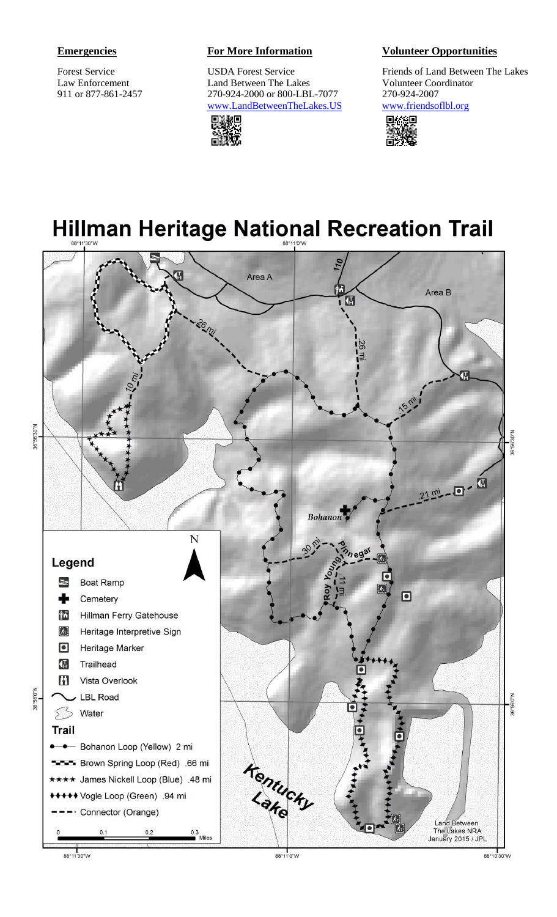**Emergencies**

Forest Service
Law Enforcement
911 or 877-861-2457

**For More Information**

USDA Forest Service
Land Between The Lakes
270-924-2000 or 800-LBL-7077
www.LandBetweenTheLakes.US

**Volunteer Opportunities**

Friends of Land Between The Lakes
Volunteer Coordinator
270-924-2007
www.friendsoflbl.org

# Hillman Heritage National Recreation Trail

88°11'30"W
88°11'0"W
88°10'30"W
36°56'30"N
36°56'0"N

110
Area A
Area B
.26 mi
.26 mi
.10 mi
.15 mi
.21 mi
.30 mi
.11 mi
Bohanon
Pinnegar
Roy Young
Kentucky Lake

N

**Legend**

- Boat Ramp
- Cemetery
- Hillman Ferry Gatehouse
- Heritage Interpretive Sign
- Heritage Marker
- Trailhead
- Vista Overlook
- LBL Road
- Water

**Trail**

- Bohanon Loop (Yellow) 2 mi
- Brown Spring Loop (Red) .66 mi
- James Nickell Loop (Blue) .48 mi
- Vogle Loop (Green) .94 mi
- Connector (Orange)

0 0.1 0.2 0.3 Miles

Land Between
The Lakes NRA
January 2015 / JPL